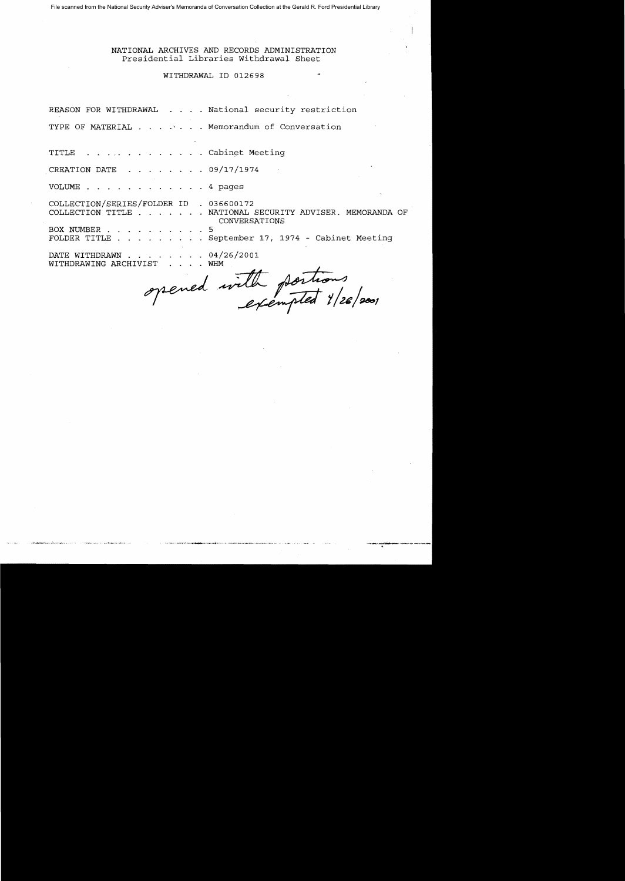File scanned from the National Security Adviser's Memoranda of Conversation Collection at the Gerald R. Ford Presidential Library

NATIONAL ARCHIVES AND RECORDS ADMINISTRATION
Presidential Libraries Withdrawal Sheet

WITHDRAWAL ID 012698

REASON FOR WITHDRAWAL . . . . National security restriction

TYPE OF MATERIAL . . . . . . Memorandum of Conversation

TITLE . . . . . . . . . . . . Cabinet Meeting

CREATION DATE . . . . . . . . 09/17/1974

VOLUME . . . . . . . . . . . . 4 pages

COLLECTION/SERIES/FOLDER ID . 036600172
COLLECTION TITLE . . . . . . . NATIONAL SECURITY ADVISER. MEMORANDA OF CONVERSATIONS
BOX NUMBER . . . . . . . . . . 5
FOLDER TITLE . . . . . . . . . September 17, 1974 - Cabinet Meeting

DATE WITHDRAWN . . . . . . . . 04/26/2001
WITHDRAWING ARCHIVIST . . . . WHM

*opened with portions exempted 4/26/2001*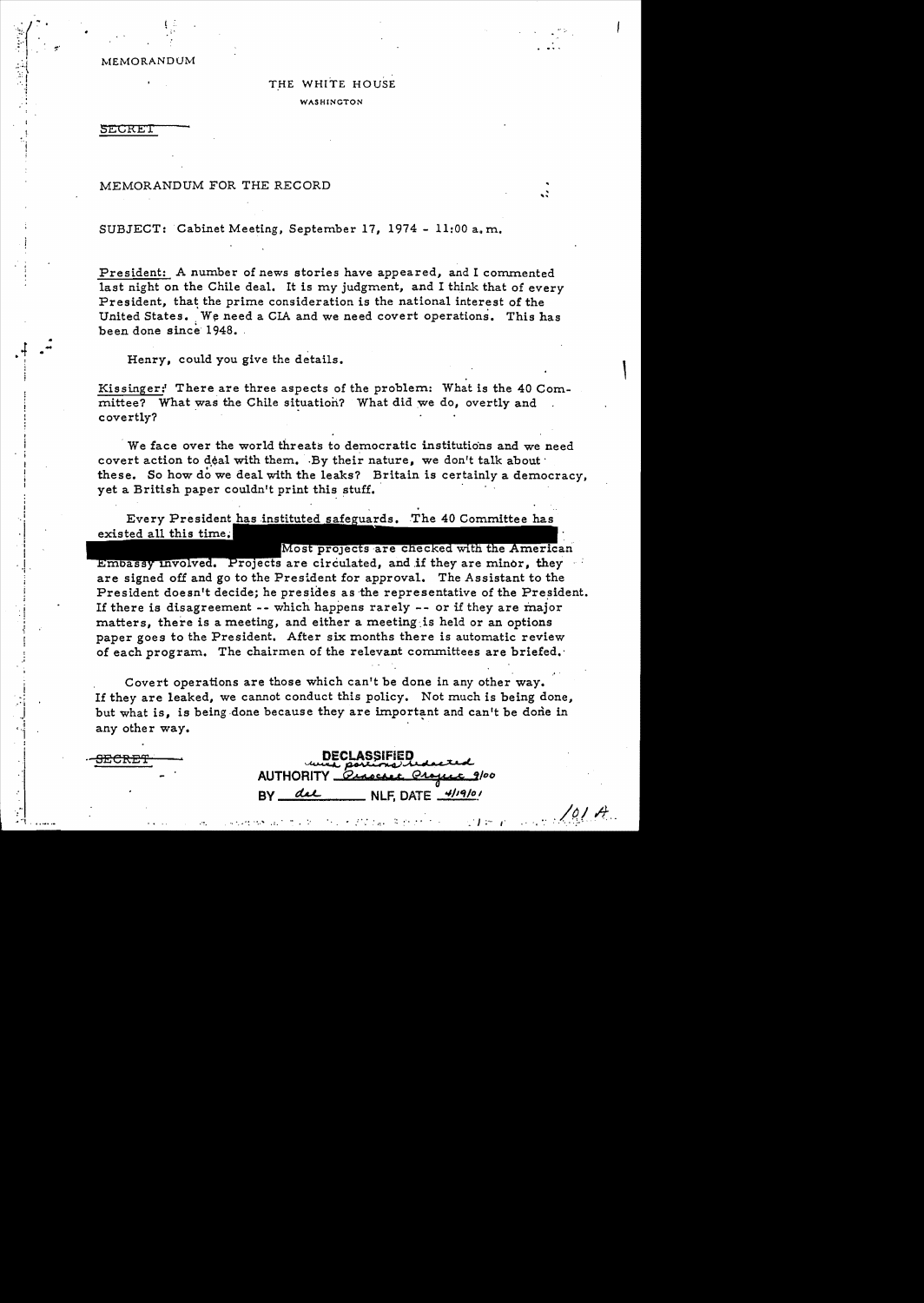MEMORANDUM

THE WHITE HOUSE

WASHINGTON

SECRET

MEMORANDUM FOR THE RECORD

SUBJECT: Cabinet Meeting, September 17, 1974 - 11:00 a.m.

President: A number of news stories have appeared, and I commented last night on the Chile deal. It is my judgment, and I think that of every President, that the prime consideration is the national interest of the United States. We need a CIA and we need covert operations. This has been done since 1948.

Henry, could you give the details.

Kissinger: There are three aspects of the problem: What is the 40 Committee? What was the Chile situation? What did we do, overtly and covertly?

We face over the world threats to democratic institutions and we need covert action to deal with them. By their nature, we don't talk about these. So how do we deal with the leaks? Britain is certainly a democracy, yet a British paper couldn't print this stuff.

Every President has instituted safeguards. The 40 Committee has existed all this time. [redacted] Most projects are checked with the American Embassy involved. Projects are circulated, and if they are minor, they are signed off and go to the President for approval. The Assistant to the President doesn't decide; he presides as the representative of the President. If there is disagreement -- which happens rarely -- or if they are major matters, there is a meeting, and either a meeting is held or an options paper goes to the President. After six months there is automatic review of each program. The chairmen of the relevant committees are briefed.

Covert operations are those which can't be done in any other way. If they are leaked, we cannot conduct this policy. Not much is being done, but what is, is being done because they are important and can't be done in any other way.

SECRET

DECLASSIFIED with portions redacted
AUTHORITY Pinochet Project 9/00
BY dal NLF, DATE 4/19/01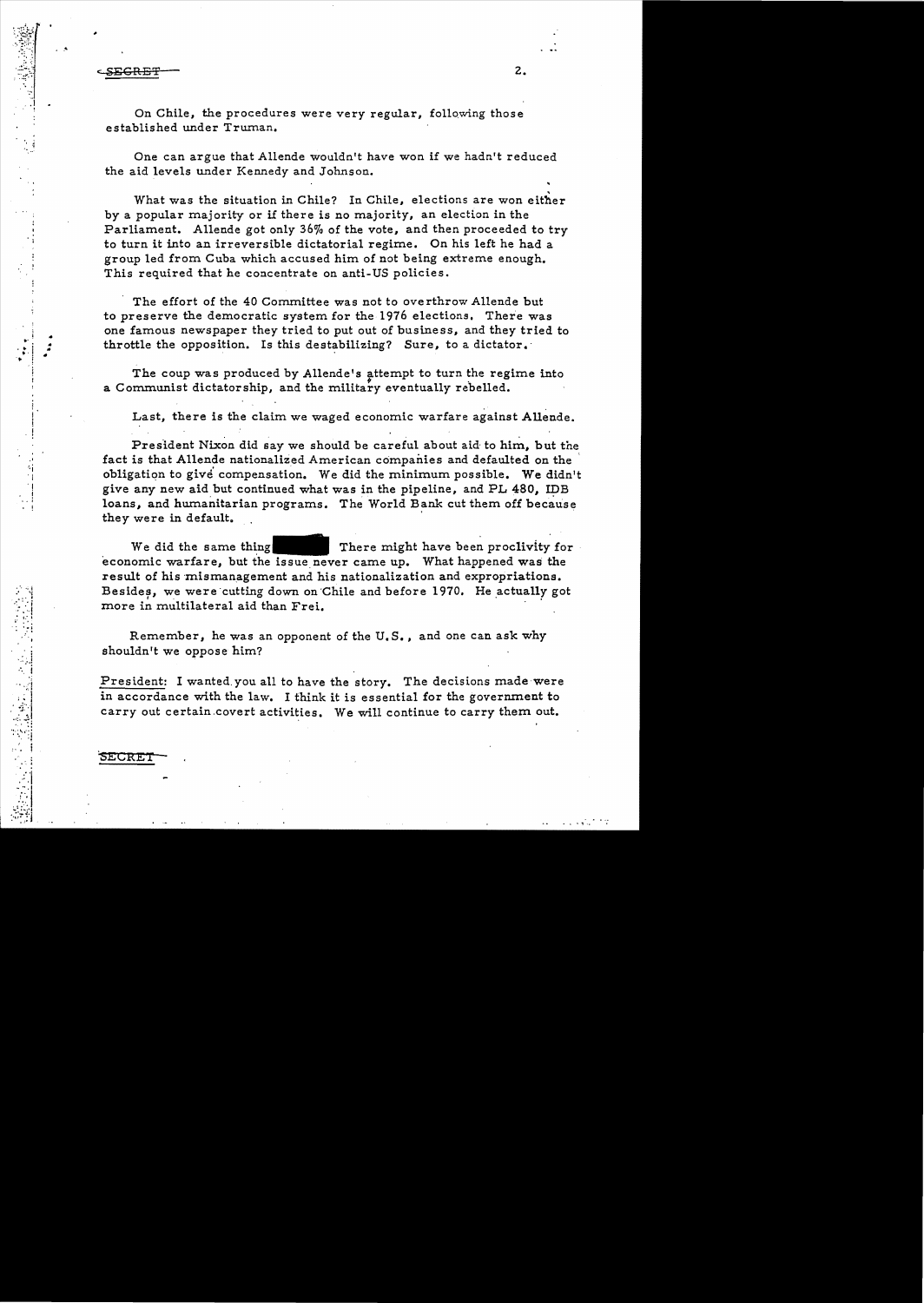SECRET

On Chile, the procedures were very regular, following those established under Truman.

One can argue that Allende wouldn't have won if we hadn't reduced the aid levels under Kennedy and Johnson.

What was the situation in Chile? In Chile, elections are won either by a popular majority or if there is no majority, an election in the Parliament. Allende got only 36% of the vote, and then proceeded to try to turn it into an irreversible dictatorial regime. On his left he had a group led from Cuba which accused him of not being extreme enough. This required that he concentrate on anti-US policies.

The effort of the 40 Committee was not to overthrow Allende but to preserve the democratic system for the 1976 elections. There was one famous newspaper they tried to put out of business, and they tried to throttle the opposition. Is this destabilizing? Sure, to a dictator.

The coup was produced by Allende's attempt to turn the regime into a Communist dictatorship, and the military eventually rebelled.

Last, there is the claim we waged economic warfare against Allende.

President Nixon did say we should be careful about aid to him, but the fact is that Allende nationalized American companies and defaulted on the obligation to give compensation. We did the minimum possible. We didn't give any new aid but continued what was in the pipeline, and PL 480, IDB loans, and humanitarian programs. The World Bank cut them off because they were in default.

We did the same thing [redacted] There might have been proclivity for economic warfare, but the issue never came up. What happened was the result of his mismanagement and his nationalization and expropriations. Besides, we were cutting down on Chile and before 1970. He actually got more in multilateral aid than Frei.

Remember, he was an opponent of the U.S., and one can ask why shouldn't we oppose him?

President: I wanted you all to have the story. The decisions made were in accordance with the law. I think it is essential for the government to carry out certain covert activities. We will continue to carry them out.

SECRET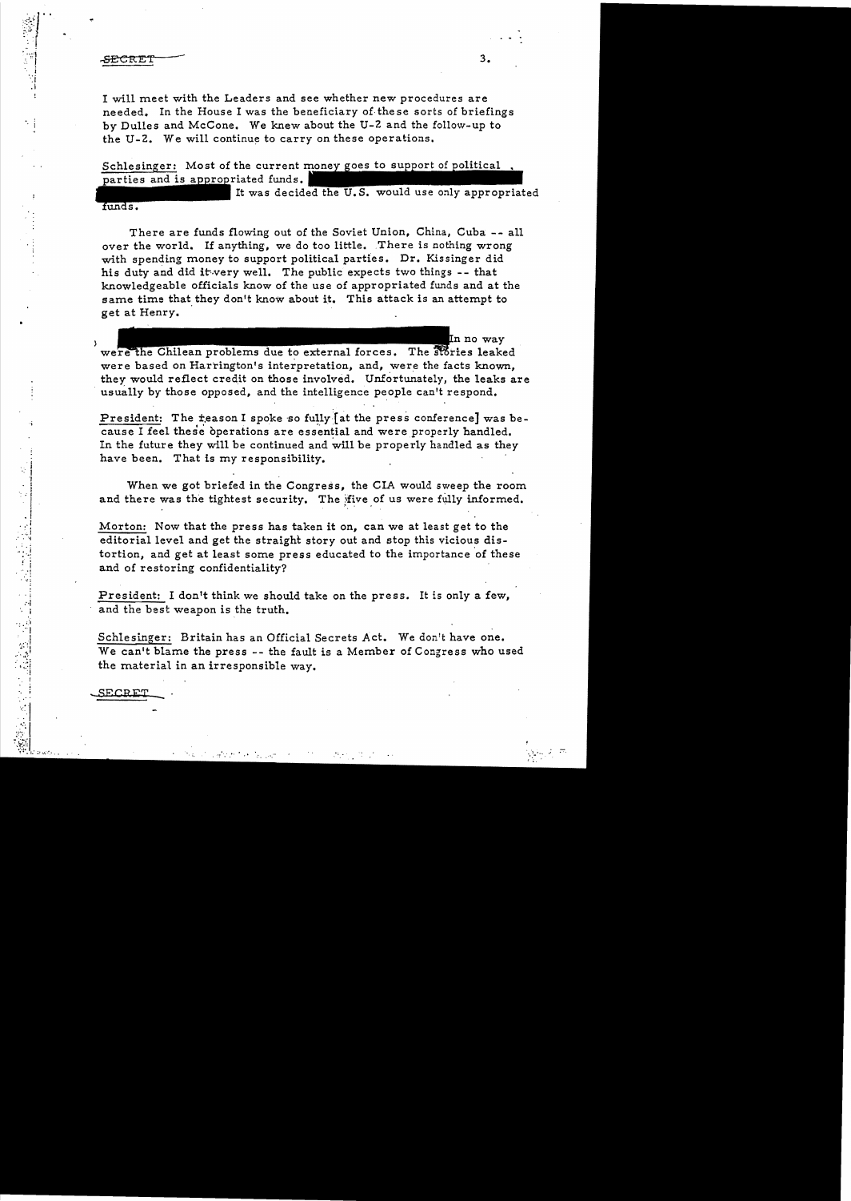SECRET

I will meet with the Leaders and see whether new procedures are needed. In the House I was the beneficiary of these sorts of briefings by Dulles and McCone. We knew about the U-2 and the follow-up to the U-2. We will continue to carry on these operations.

Schlesinger: Most of the current money goes to support of political parties and is appropriated funds. [redacted] It was decided the U.S. would use only appropriated funds.

There are funds flowing out of the Soviet Union, China, Cuba -- all over the world. If anything, we do too little. There is nothing wrong with spending money to support political parties. Dr. Kissinger did his duty and did it very well. The public expects two things -- that knowledgeable officials know of the use of appropriated funds and at the same time that they don't know about it. This attack is an attempt to get at Henry.

[redacted] In no way were the Chilean problems due to external forces. The stories leaked were based on Harrington's interpretation, and, were the facts known, they would reflect credit on those involved. Unfortunately, the leaks are usually by those opposed, and the intelligence people can't respond.

President: The reason I spoke so fully [at the press conference] was because I feel these operations are essential and were properly handled. In the future they will be continued and will be properly handled as they have been. That is my responsibility.

When we got briefed in the Congress, the CIA would sweep the room and there was the tightest security. The five of us were fully informed.

Morton: Now that the press has taken it on, can we at least get to the editorial level and get the straight story out and stop this vicious distortion, and get at least some press educated to the importance of these and of restoring confidentiality?

President: I don't think we should take on the press. It is only a few, and the best weapon is the truth.

Schlesinger: Britain has an Official Secrets Act. We don't have one. We can't blame the press -- the fault is a Member of Congress who used the material in an irresponsible way.

SECRET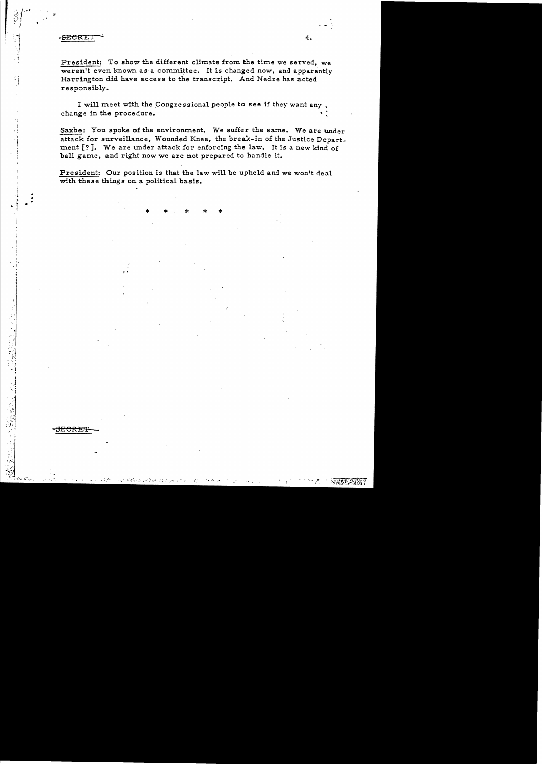SECRET

**President:** To show the different climate from the time we served, we weren't even known as a committee. It is changed now, and apparently Harrington did have access to the transcript. And Nedze has acted responsibly.

I will meet with the Congressional people to see if they want any change in the procedure.

**Saxbe:** You spoke of the environment. We suffer the same. We are under attack for surveillance, Wounded Knee, the break-in of the Justice Department [?]. We are under attack for enforcing the law. It is a new kind of ball game, and right now we are not prepared to handle it.

**President:** Our position is that the law will be upheld and we won't deal with these things on a political basis.

* * * * *

SECRET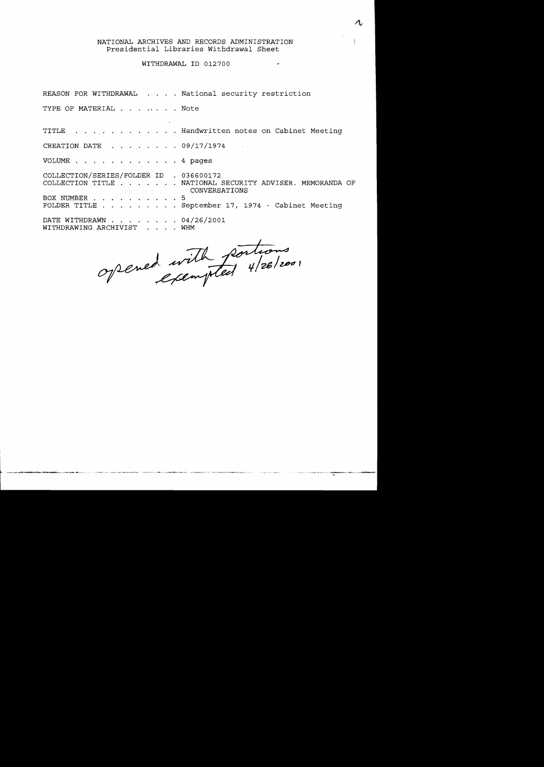NATIONAL ARCHIVES AND RECORDS ADMINISTRATION
Presidential Libraries Withdrawal Sheet

WITHDRAWAL ID 012700

REASON FOR WITHDRAWAL . . . . National security restriction

TYPE OF MATERIAL . . . . . . . Note

TITLE . . . . . . . . . . . . Handwritten notes on Cabinet Meeting

CREATION DATE . . . . . . . . 09/17/1974

VOLUME . . . . . . . . . . . . 4 pages

COLLECTION/SERIES/FOLDER ID . 036600172
COLLECTION TITLE . . . . . . . NATIONAL SECURITY ADVISER. MEMORANDA OF CONVERSATIONS
BOX NUMBER . . . . . . . . . . 5
FOLDER TITLE . . . . . . . . . September 17, 1974 - Cabinet Meeting

DATE WITHDRAWN . . . . . . . . 04/26/2001
WITHDRAWING ARCHIVIST . . . . WHM

*opened with portions exempted 4/26/2001*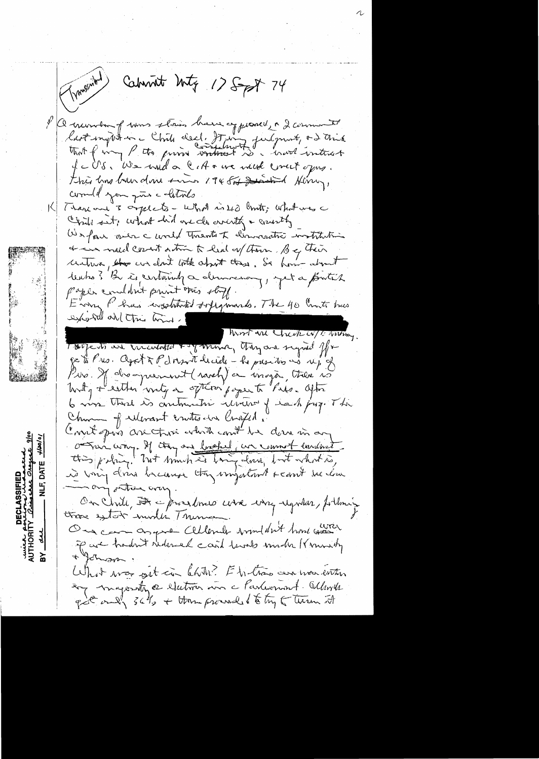(Transcribed) Cabinet Mtg 17 Sept 74

P A number of news stories have appeared, & I commented last night on the Chile deal. It was judgment, & I think that for any P to prior [commitment] is in best interest of the US. We need a CIA & we need covert ops. This has been done since 1948. Henry, would you give the details.

K There are 3 aspects – what is 40 Cmte; what was the Chile sit; what did we do covertly & overtly.
We face over the world threats to democratic institutions & we need covert action to deal w/ them. By their nature, we don't talk about them. So how about leaks? Br is certainly a democracy, yet a British paper couldn't print this stuff.
Every P has instituted safeguards. The 40 Cmte has existed all this time. [redacted] Most are checked w/ [illegible]. Projects are circulated & if unanimous, they are signed off & go to Pres. Agst & P doesn't decide – he presides as rep of Pres. If disagreement (rarely) on a major, there is [mtg] & either mtg or option paper to Pres. After 6 mos there is automatic review of each proj. The Chmn of relevant cmtes are briefed.
Covert ops are those which can't be done in any other way. If they are leaked, we cannot conduct this policy. Not much is being done, but what is, is being done because they important & can't be done any other way.
On Chile, the procedures were very regular, following those set under Truman.
One can argue Allende wouldn't have won were it we hadn't intervened covertly under Kennedy & Johnson.
What was at in Chile? Elections were never with any majority or election in the Parliament. Allende got only 36% & then proceeded to try to turn it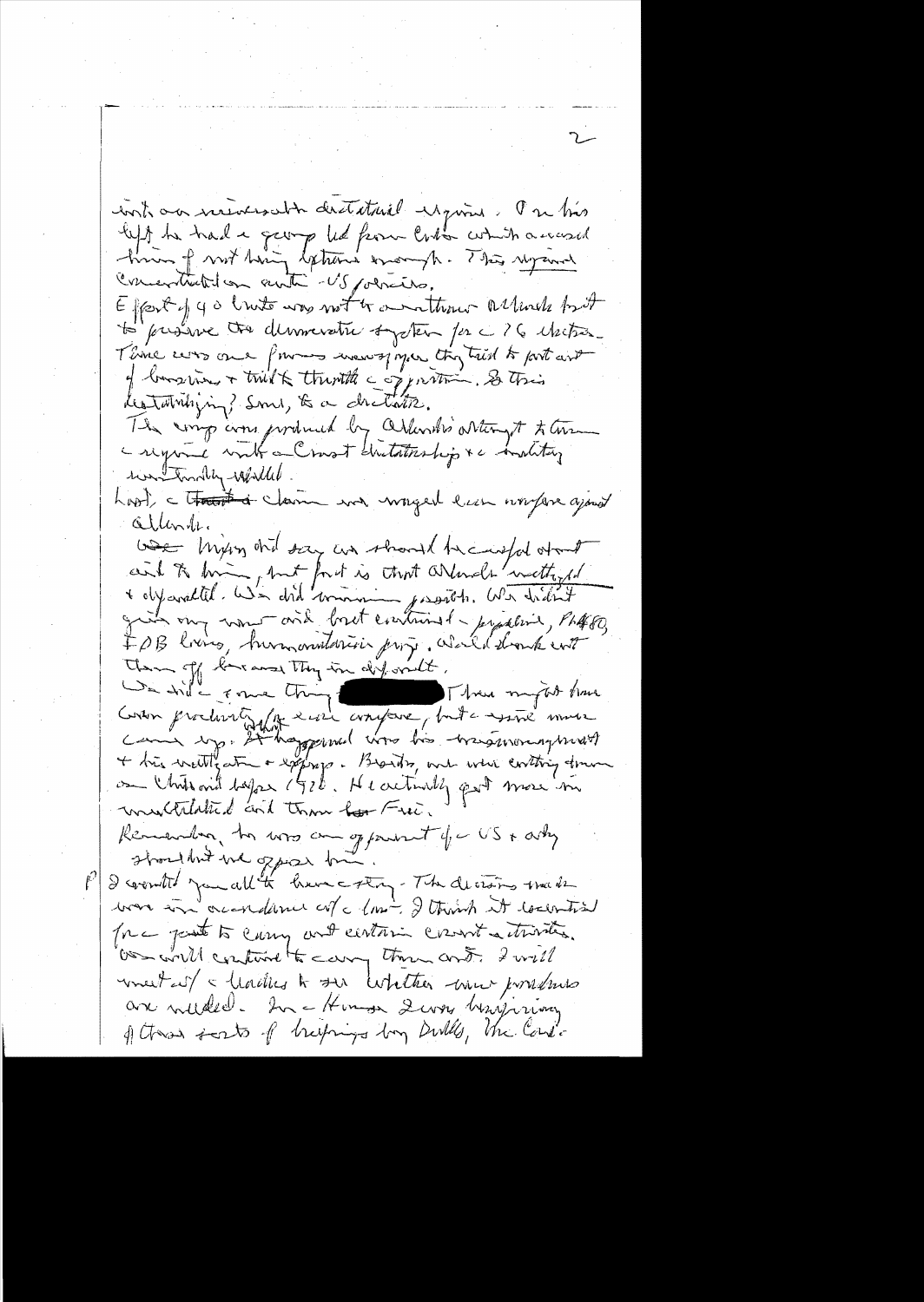into an irreversible dictatorial regime. On his left he had a group led from Cuba which accused him of not being extreme enough. This regime concentrated on anti-US policies.

Effort of 40 Cmte was not to overthrow Allende but to preserve the democratic system for a '76 election. There was one paper newspaper they tried to put out of business + tried to throttle the opposition. Is this destabilizing? Sure, to a dictator.

The coup was produced by Allende's attempt to turn the regime into a Castro dictatorship + a military rebelled.

Last, the claim was waged even more against Allende.

We Nixon did say we should be careful about aid to him, but fact is that Allende nationalized + expropriated. We did minimum possible. We didn't give any new aid but continued – pipeline, PL480, IDB loans, humanitarian prog. We'd cut them off because they in default.

We did some things [redacted] There might have been proof of this earlier anyway, but the issue never came up. It happened when his economic mgmt + his nationalization + expropr. Besides, we were cutting down on Chile aid before 1970. He actually got more in multilateral aid than Frei.

Remember, he was an opponent of the US + why shouldn't we oppose him.

P I wanted you all to have a story – The decisions made were in accordance with the law. I think it essential for the pres to carry out certain covert activities. We will continue to carry them out. I will meet w/ the leaders to see whether new procedures are needed. In the House I was briefing of these sorts of briefings by Dulles, the Cons.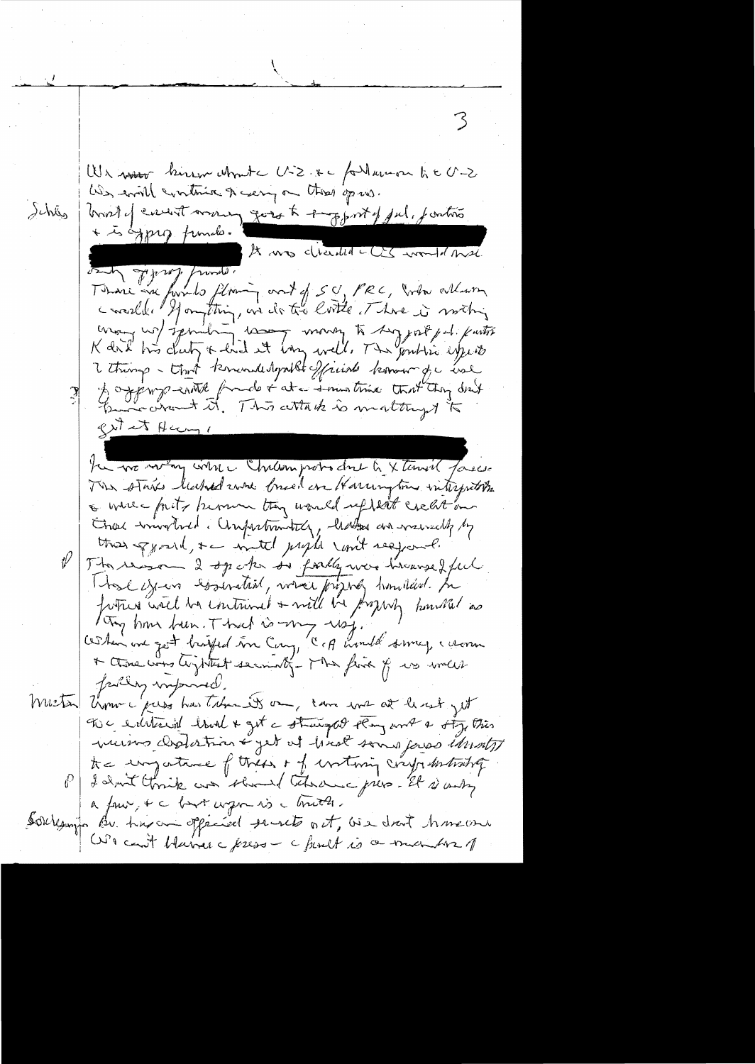We never knew about U-2 & the follow on to the U-2. We will continue to carry on those ops.

Schles — Most of covert money goes to support of pol. parties & to oppose funds.

[redacted] It was decided the CIA would not only oppose funds.

There are funds flowing out of SU, PRC, Cuba all over world. If anything, we do too little. There is nothing wrong w/ spending money to support pol. parties. K did his duty & did it very well. The public expects 2 things — that knowledgeable officials know of the use of opposing costs funds & at same time that they don't know about it. This attack is making it to get at Henry.

[redacted] In no way were the Chilean probs due to external forces. The stories leaked were based on Harrington's interpretation & were pretty harmful. They would reflect credit on those involved. Unfortunately, leaders are necessarily by these op. aid, & must people won't respond.

P — The reason I spoke so frankly was because I feel these ops are essential, were properly handled. In future will be continued & will be properly handled as they have been. That is my way.

When we got briefed in Cong, CIA would survey & come & those were tightest security. The five of us were fully informed.

Mustn — Now the press has taken it on, can we at least get the editorial board & get a straight story out & stop this vicious distortion & get at least some press identify the importance of these & of writing crypto-distortion.

P — I don't think we should blame press. It is only a few, & a bit upon is the truth.

Sorensen — Bus has an official secrets act, we don't have one. We can't blame the press — the fault is a member of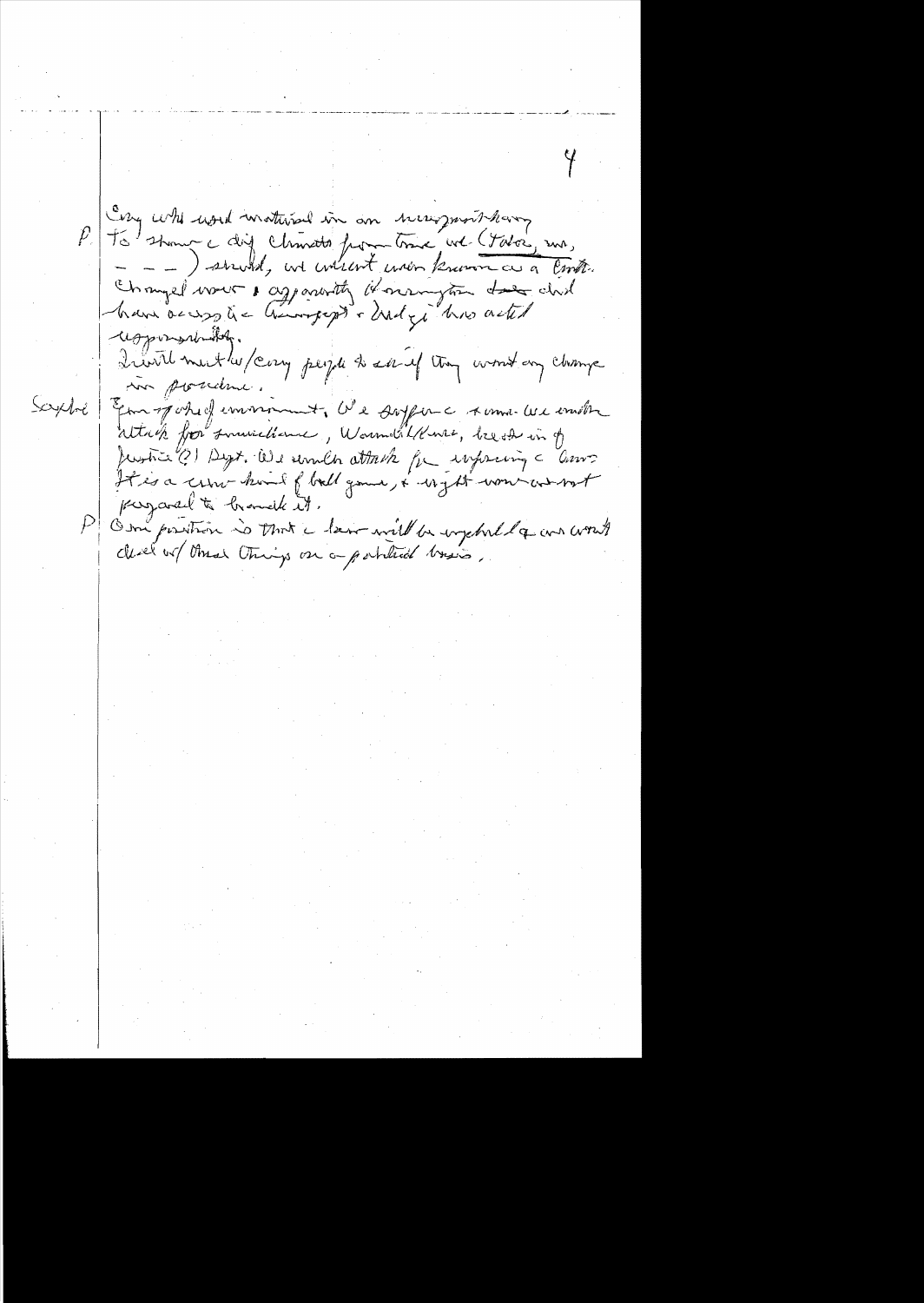Cong who used material in an investigatory

P | To show the diff climate from time of (Tatro, ...
— — —) should, we couldn't even know as a Cont.
Changed now & apparently Harrington did
have access to classified & has acted
irresponsibly.
I will meet w/ Cong people to see if they want any change
in procedure.

Scowcroft | Fear of the environment. We suffer a some. We are under
attack for surveillance, Warrantless, break in of
Justice(?) Dept. We are under attack for enforcing the laws.
It is a new kind of ball game, & right now are not
prepared to handle it.

P | Our position is that the law will be upheld & we won't
deal w/ these things on a political basis.